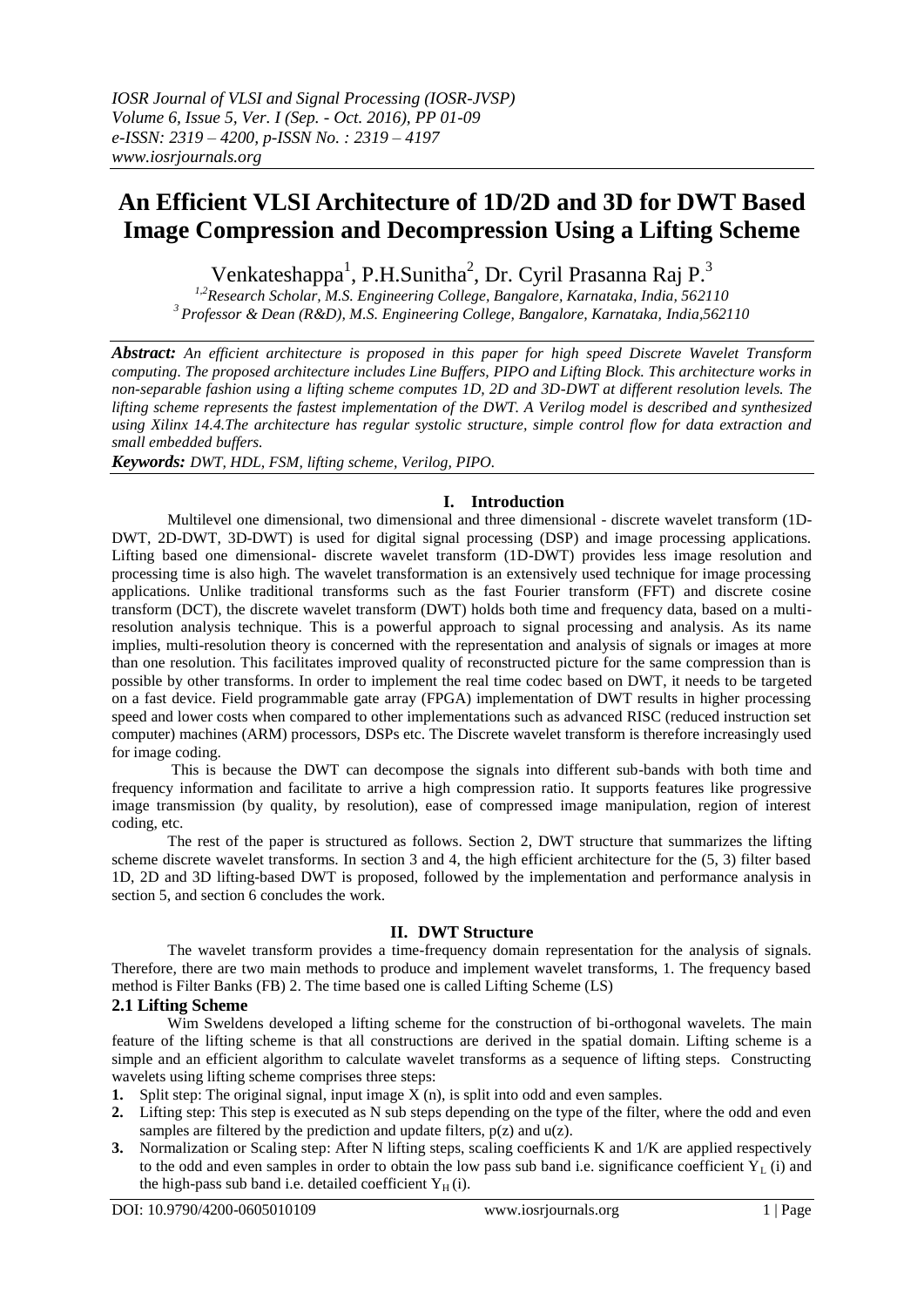# An Efficient VLSI Architecture of 1D/2D and 3D for DWT Based Image Compression and Decompression Using a Lifting Scheme

Venkateshappa[1], P.H.Sunitha[2], Dr. Cyril Prasanna Raj P.[3]

[1,2]Research Scholar, M.S. Engineering College, Bangalore, Karnataka, India, 562110
[3]Professor & Dean (R&D), M.S. Engineering College, Bangalore, Karnataka, India,562110

***Abstract:*** *An efficient architecture is proposed in this paper for high speed Discrete Wavelet Transform computing. The proposed architecture includes Line Buffers, PIPO and Lifting Block. This architecture works in non-separable fashion using a lifting scheme computes 1D, 2D and 3D-DWT at different resolution levels. The lifting scheme represents the fastest implementation of the DWT. A Verilog model is described and synthesized using Xilinx 14.4.The architecture has regular systolic structure, simple control flow for data extraction and small embedded buffers.*

***Keywords:*** *DWT, HDL, FSM, lifting scheme, Verilog, PIPO.*

## I. Introduction

Multilevel one dimensional, two dimensional and three dimensional - discrete wavelet transform (1D-DWT, 2D-DWT, 3D-DWT) is used for digital signal processing (DSP) and image processing applications. Lifting based one dimensional- discrete wavelet transform (1D-DWT) provides less image resolution and processing time is also high. The wavelet transformation is an extensively used technique for image processing applications. Unlike traditional transforms such as the fast Fourier transform (FFT) and discrete cosine transform (DCT), the discrete wavelet transform (DWT) holds both time and frequency data, based on a multi-resolution analysis technique. This is a powerful approach to signal processing and analysis. As its name implies, multi-resolution theory is concerned with the representation and analysis of signals or images at more than one resolution. This facilitates improved quality of reconstructed picture for the same compression than is possible by other transforms. In order to implement the real time codec based on DWT, it needs to be targeted on a fast device. Field programmable gate array (FPGA) implementation of DWT results in higher processing speed and lower costs when compared to other implementations such as advanced RISC (reduced instruction set computer) machines (ARM) processors, DSPs etc. The Discrete wavelet transform is therefore increasingly used for image coding.

This is because the DWT can decompose the signals into different sub-bands with both time and frequency information and facilitate to arrive a high compression ratio. It supports features like progressive image transmission (by quality, by resolution), ease of compressed image manipulation, region of interest coding, etc.

The rest of the paper is structured as follows. Section 2, DWT structure that summarizes the lifting scheme discrete wavelet transforms. In section 3 and 4, the high efficient architecture for the (5, 3) filter based 1D, 2D and 3D lifting-based DWT is proposed, followed by the implementation and performance analysis in section 5, and section 6 concludes the work.

## II. DWT Structure

The wavelet transform provides a time-frequency domain representation for the analysis of signals. Therefore, there are two main methods to produce and implement wavelet transforms, 1. The frequency based method is Filter Banks (FB) 2. The time based one is called Lifting Scheme (LS)

### 2.1 Lifting Scheme

Wim Sweldens developed a lifting scheme for the construction of bi-orthogonal wavelets. The main feature of the lifting scheme is that all constructions are derived in the spatial domain. Lifting scheme is a simple and an efficient algorithm to calculate wavelet transforms as a sequence of lifting steps. Constructing wavelets using lifting scheme comprises three steps:

1. Split step: The original signal, input image X (n), is split into odd and even samples.
2. Lifting step: This step is executed as N sub steps depending on the type of the filter, where the odd and even samples are filtered by the prediction and update filters, p(z) and u(z).
3. Normalization or Scaling step: After N lifting steps, scaling coefficients K and 1/K are applied respectively to the odd and even samples in order to obtain the low pass sub band i.e. significance coefficient $Y_L$ (i) and the high-pass sub band i.e. detailed coefficient $Y_H$ (i).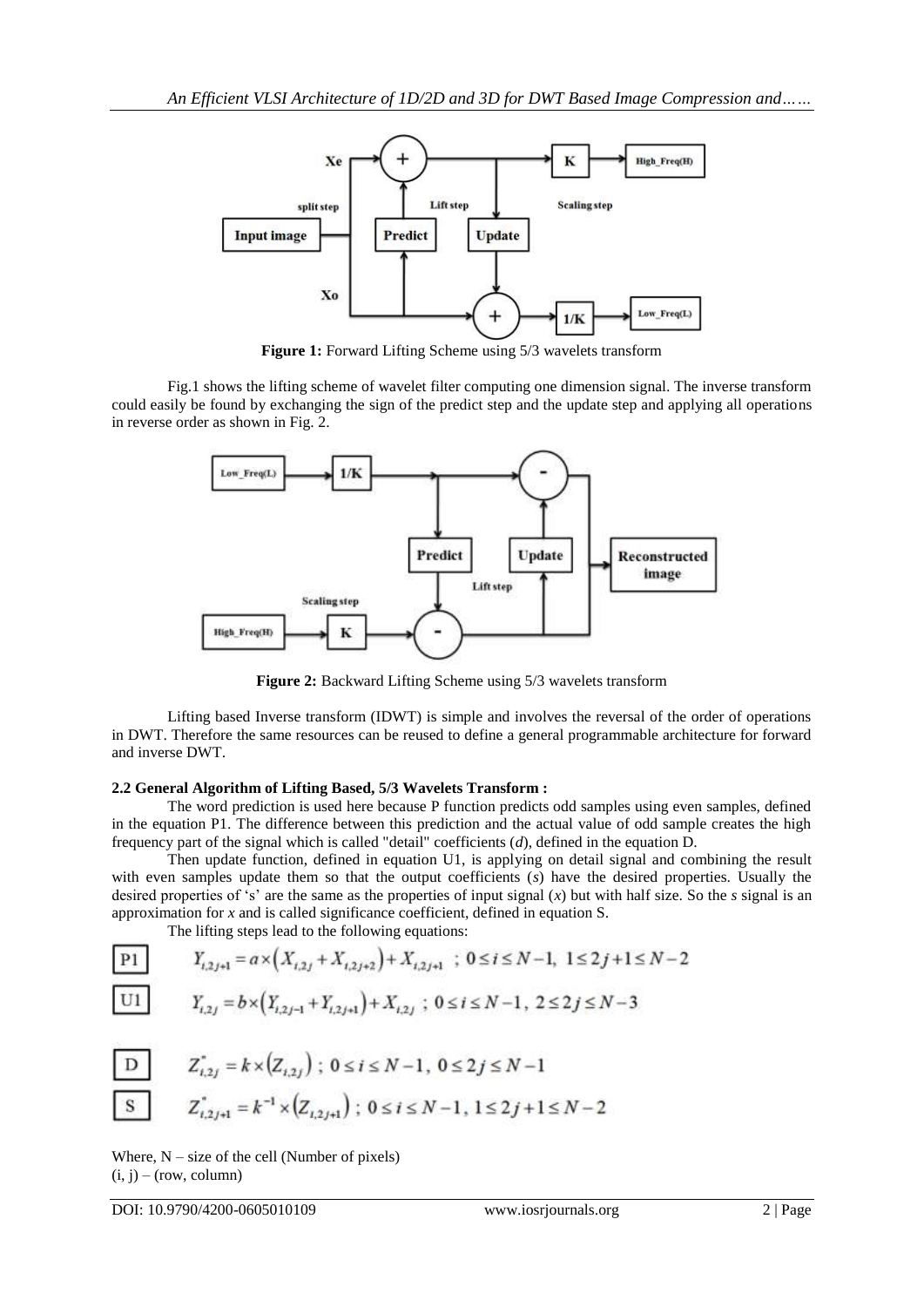**Figure 1:** Forward Lifting Scheme using 5/3 wavelets transform

Fig.1 shows the lifting scheme of wavelet filter computing one dimension signal. The inverse transform could easily be found by exchanging the sign of the predict step and the update step and applying all operations in reverse order as shown in Fig. 2.

**Figure 2:** Backward Lifting Scheme using 5/3 wavelets transform

Lifting based Inverse transform (IDWT) is simple and involves the reversal of the order of operations in DWT. Therefore the same resources can be reused to define a general programmable architecture for forward and inverse DWT.

### 2.2 General Algorithm of Lifting Based, 5/3 Wavelets Transform :

The word prediction is used here because P function predicts odd samples using even samples, defined in the equation P1. The difference between this prediction and the actual value of odd sample creates the high frequency part of the signal which is called "detail" coefficients (*d*), defined in the equation D.

Then update function, defined in equation U1, is applying on detail signal and combining the result with even samples update them so that the output coefficients (*s*) have the desired properties. Usually the desired properties of 's' are the same as the properties of input signal (*x*) but with half size. So the *s* signal is an approximation for *x* and is called significance coefficient, defined in equation S.

The lifting steps lead to the following equations:

P1 $$Y_{i,2j+1} = a \times \left(X_{i,2j} + X_{i,2j+2}\right) + X_{i,2j+1} \ ; \ 0 \le i \le N-1, \ 1 \le 2j+1 \le N-2$$

U1 $$Y_{i,2j} = b \times \left(Y_{i,2j-1} + Y_{i,2j+1}\right) + X_{i,2j} \ ; \ 0 \le i \le N-1, \ 2 \le 2j \le N-3$$

D $$Z^{*}_{i,2j} = k \times \left(Z_{i,2j}\right) \ ; \ 0 \le i \le N-1, \ 0 \le 2j \le N-1$$

S $$Z^{*}_{i,2j+1} = k^{-1} \times \left(Z_{i,2j+1}\right) \ ; \ 0 \le i \le N-1, \ 1 \le 2j+1 \le N-2$$

Where, N – size of the cell (Number of pixels)
(i, j) – (row, column)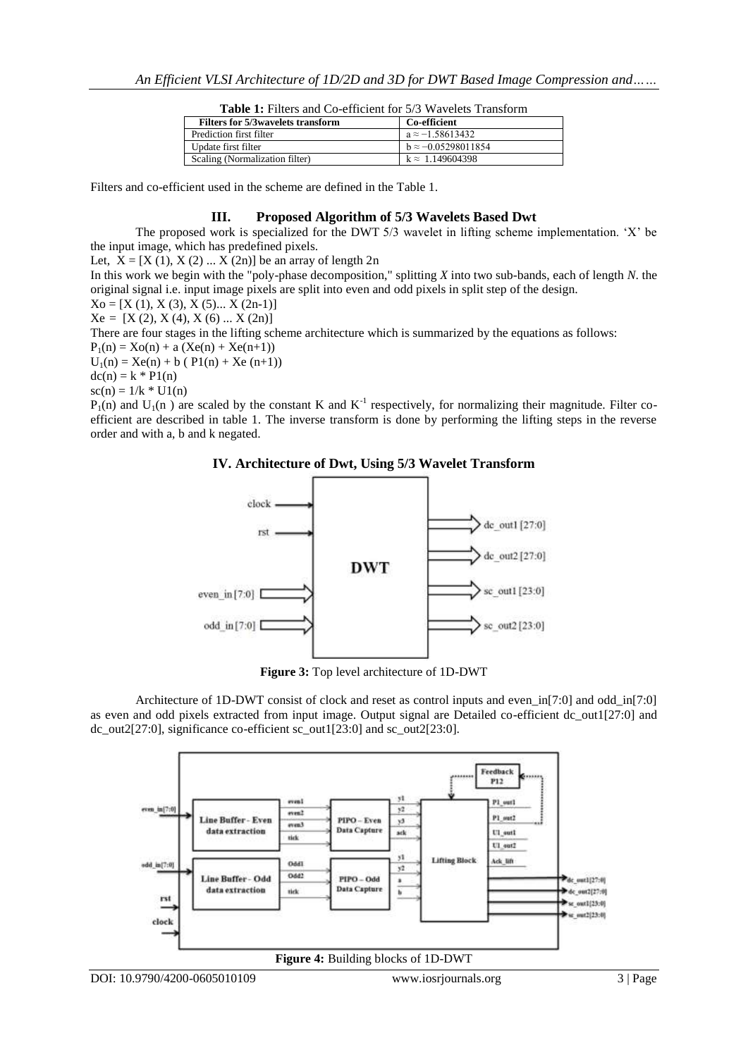**Table 1:** Filters and Co-efficient for 5/3 Wavelets Transform

| Filters for 5/3wavelets transform | Co-efficient |
|---|---|
| Prediction first filter | $a \approx -1.58613432$ |
| Update first filter | $b \approx -0.05298011854$ |
| Scaling (Normalization filter) | $k \approx 1.149604398$ |

Filters and co-efficient used in the scheme are defined in the Table 1.

## III. Proposed Algorithm of 5/3 Wavelets Based Dwt

The proposed work is specialized for the DWT 5/3 wavelet in lifting scheme implementation. 'X' be the input image, which has predefined pixels.

Let, $X = [X(1), X(2) \ldots X(2n)]$ be an array of length 2n

In this work we begin with the "poly-phase decomposition," splitting *X* into two sub-bands, each of length *N*. the original signal i.e. input image pixels are split into even and odd pixels in split step of the design.

$Xo = [X(1), X(3), X(5) \ldots X(2n-1)]$

$Xe = [X(2), X(4), X(6) \ldots X(2n)]$

There are four stages in the lifting scheme architecture which is summarized by the equations as follows:

$P_1(n) = Xo(n) + a\,(Xe(n) + Xe(n+1))$

$U_1(n) = Xe(n) + b\,(P1(n) + Xe(n+1))$

$dc(n) = k * P1(n)$

$sc(n) = 1/k * U1(n)$

$P_1(n)$ and $U_1(n)$ are scaled by the constant K and $K^{-1}$ respectively, for normalizing their magnitude. Filter co-efficient are described in table 1. The inverse transform is done by performing the lifting steps in the reverse order and with a, b and k negated.

## IV. Architecture of Dwt, Using 5/3 Wavelet Transform

**Figure 3:** Top level architecture of 1D-DWT

Architecture of 1D-DWT consist of clock and reset as control inputs and even_in[7:0] and odd_in[7:0] as even and odd pixels extracted from input image. Output signal are Detailed co-efficient dc_out1[27:0] and dc_out2[27:0], significance co-efficient sc_out1[23:0] and sc_out2[23:0].

**Figure 4:** Building blocks of 1D-DWT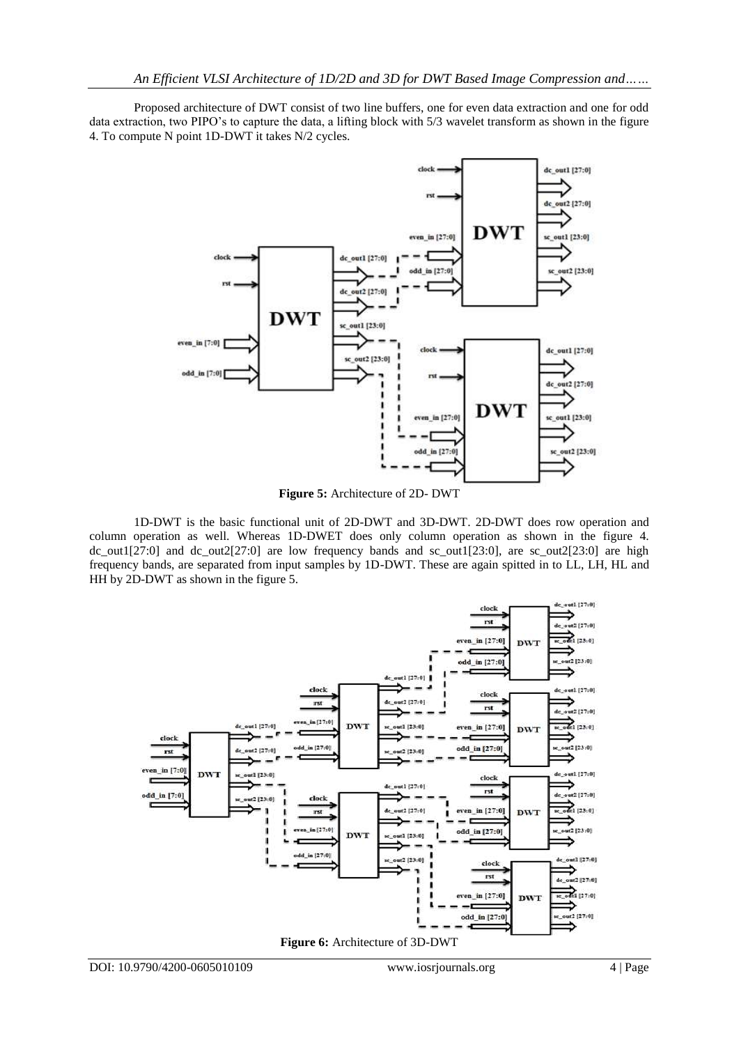Proposed architecture of DWT consist of two line buffers, one for even data extraction and one for odd data extraction, two PIPO's to capture the data, a lifting block with 5/3 wavelet transform as shown in the figure 4. To compute N point 1D-DWT it takes N/2 cycles.

**Figure 5:** Architecture of 2D- DWT

1D-DWT is the basic functional unit of 2D-DWT and 3D-DWT. 2D-DWT does row operation and column operation as well. Whereas 1D-DWET does only column operation as shown in the figure 4. dc_out1[27:0] and dc_out2[27:0] are low frequency bands and sc_out1[23:0], are sc_out2[23:0] are high frequency bands, are separated from input samples by 1D-DWT. These are again spitted in to LL, LH, HL and HH by 2D-DWT as shown in the figure 5.

**Figure 6:** Architecture of 3D-DWT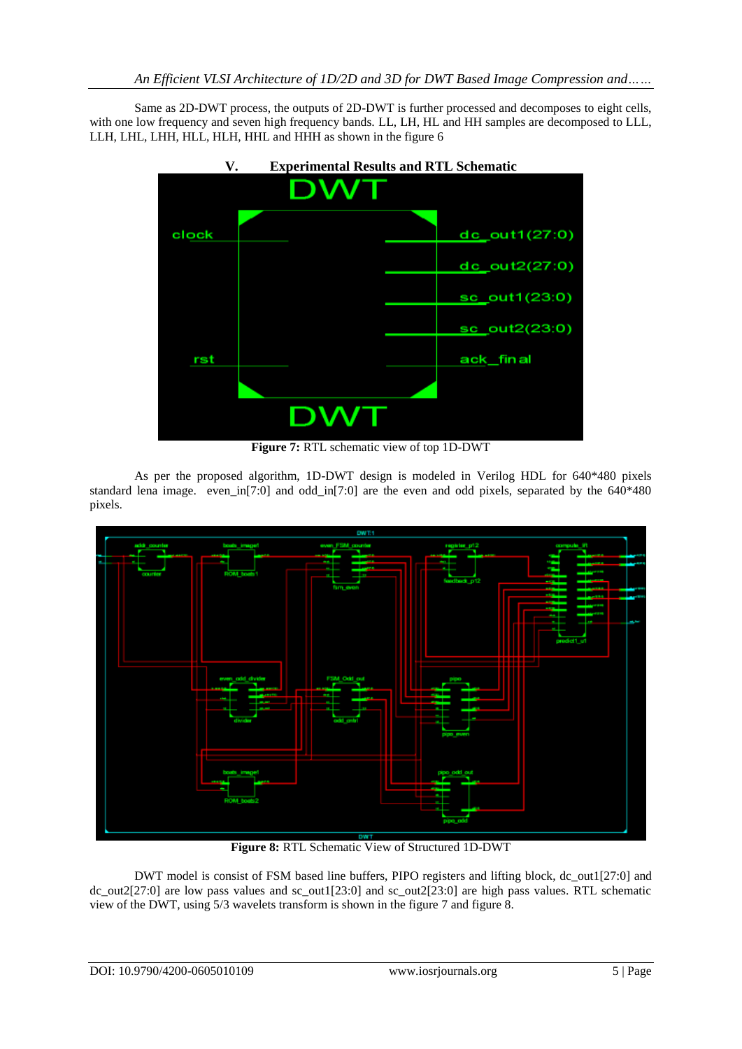Same as 2D-DWT process, the outputs of 2D-DWT is further processed and decomposes to eight cells, with one low frequency and seven high frequency bands. LL, LH, HL and HH samples are decomposed to LLL, LLH, LHL, LHH, HLL, HLH, HHL and HHH as shown in the figure 6

## V. Experimental Results and RTL Schematic

**Figure 7:** RTL schematic view of top 1D-DWT

As per the proposed algorithm, 1D-DWT design is modeled in Verilog HDL for 640*480 pixels standard lena image. even_in[7:0] and odd_in[7:0] are the even and odd pixels, separated by the 640*480 pixels.

**Figure 8:** RTL Schematic View of Structured 1D-DWT

DWT model is consist of FSM based line buffers, PIPO registers and lifting block, dc_out1[27:0] and dc_out2[27:0] are low pass values and sc_out1[23:0] and sc_out2[23:0] are high pass values. RTL schematic view of the DWT, using 5/3 wavelets transform is shown in the figure 7 and figure 8.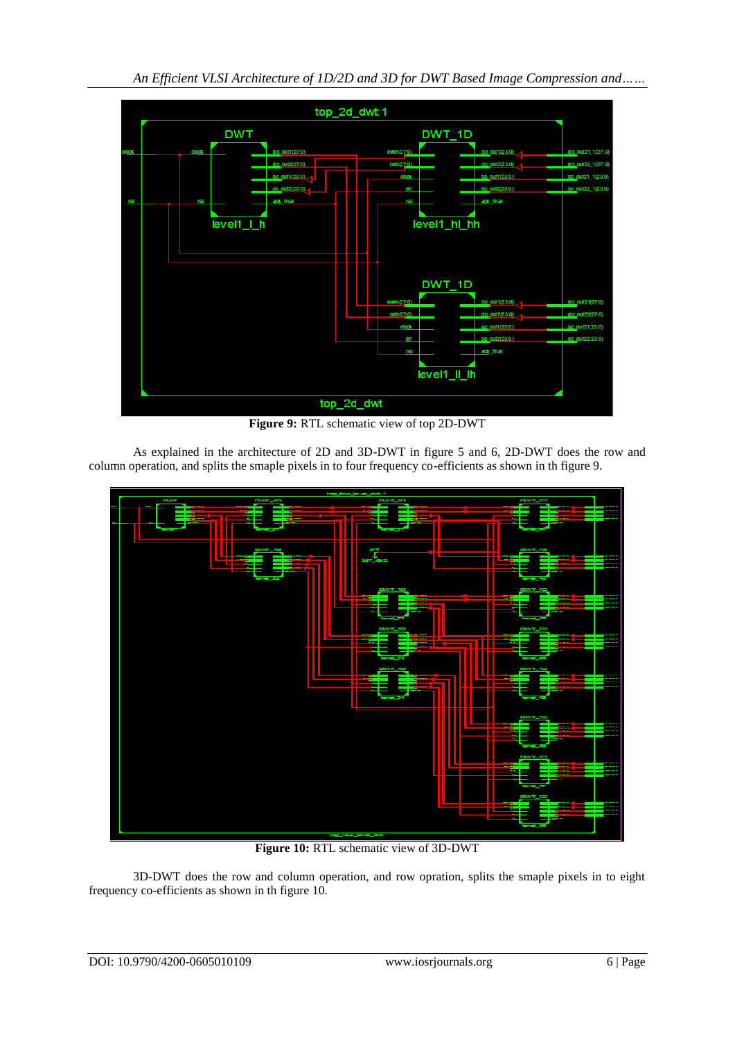**Figure 9:** RTL schematic view of top 2D-DWT

As explained in the architecture of 2D and 3D-DWT in figure 5 and 6, 2D-DWT does the row and column operation, and splits the smaple pixels in to four frequency co-efficients as shown in th figure 9.

**Figure 10:** RTL schematic view of 3D-DWT

3D-DWT does the row and column operation, and row opration, splits the smaple pixels in to eight frequency co-efficients as shown in th figure 10.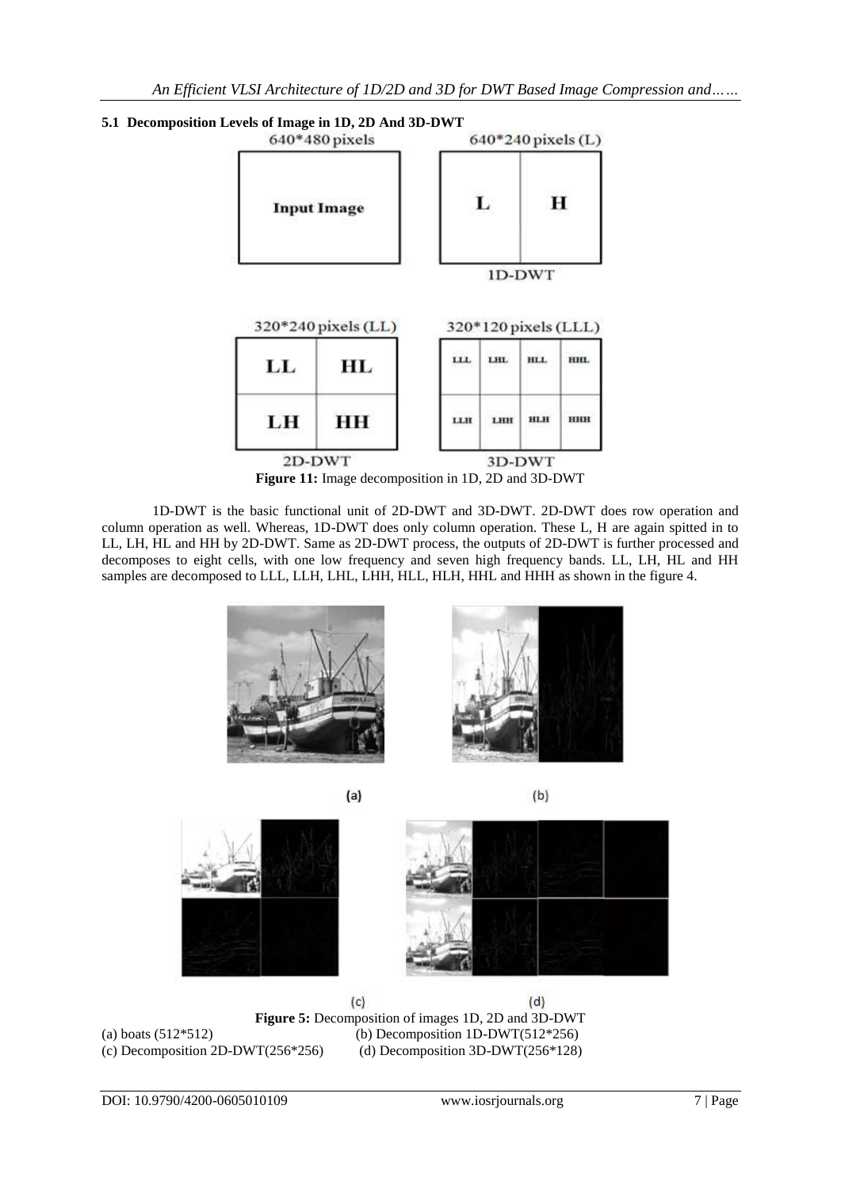### 5.1 Decomposition Levels of Image in 1D, 2D And 3D-DWT

640*480 pixels

Input Image

640*240 pixels (L)

| L | H |
|---|---|

1D-DWT

320*240 pixels (LL)

| LL | HL |
|---|---|
| LH | HH |

2D-DWT

320*120 pixels (LLL)

| LLL | LHL | HLL | HHL |
|---|---|---|---|
| LLH | LHH | HLH | HHH |

3D-DWT

**Figure 11:** Image decomposition in 1D, 2D and 3D-DWT

1D-DWT is the basic functional unit of 2D-DWT and 3D-DWT. 2D-DWT does row operation and column operation as well. Whereas, 1D-DWT does only column operation. These L, H are again spitted in to LL, LH, HL and HH by 2D-DWT. Same as 2D-DWT process, the outputs of 2D-DWT is further processed and decomposes to eight cells, with one low frequency and seven high frequency bands. LL, LH, HL and HH samples are decomposed to LLL, LLH, LHL, LHH, HLL, HLH, HHL and HHH as shown in the figure 4.

(a) (b)

(c) (d)

**Figure 5:** Decomposition of images 1D, 2D and 3D-DWT

(a) boats (512*512) (b) Decomposition 1D-DWT(512*256)

(c) Decomposition 2D-DWT(256*256) (d) Decomposition 3D-DWT(256*128)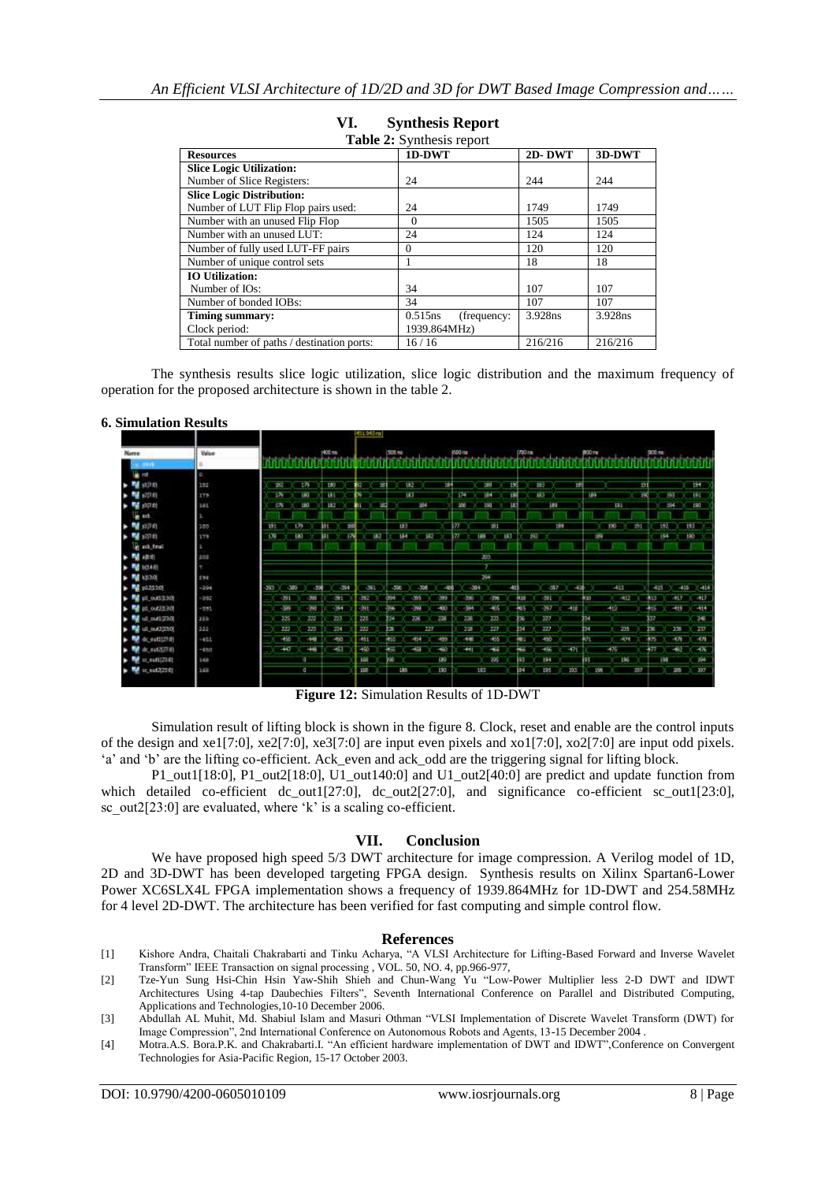## VI. Synthesis Report

**Table 2:** Synthesis report

| Resources | 1D-DWT | 2D- DWT | 3D-DWT |
|---|---|---|---|
| **Slice Logic Utilization:** Number of Slice Registers: | 24 | 244 | 244 |
| **Slice Logic Distribution:** Number of LUT Flip Flop pairs used: | 24 | 1749 | 1749 |
| Number with an unused Flip Flop | 0 | 1505 | 1505 |
| Number with an unused LUT: | 24 | 124 | 124 |
| Number of fully used LUT-FF pairs | 0 | 120 | 120 |
| Number of unique control sets | 1 | 18 | 18 |
| **IO Utilization:** Number of IOs: | 34 | 107 | 107 |
| Number of bonded IOBs: | 34 | 107 | 107 |
| **Timing summary:** Clock period: | 0.515ns (frequency: 1939.864MHz) | 3.928ns | 3.928ns |
| Total number of paths / destination ports: | 16 / 16 | 216/216 | 216/216 |

The synthesis results slice logic utilization, slice logic distribution and the maximum frequency of operation for the proposed architecture is shown in the table 2.

### 6. Simulation Results

**Figure 12:** Simulation Results of 1D-DWT

Simulation result of lifting block is shown in the figure 8. Clock, reset and enable are the control inputs of the design and xe1[7:0], xe2[7:0], xe3[7:0] are input even pixels and xo1[7:0], xo2[7:0] are input odd pixels. 'a' and 'b' are the lifting co-efficient. Ack_even and ack_odd are the triggering signal for lifting block.

P1_out1[18:0], P1_out2[18:0], U1_out140:0] and U1_out2[40:0] are predict and update function from which detailed co-efficient dc_out1[27:0], dc_out2[27:0], and significance co-efficient sc_out1[23:0], sc_out2[23:0] are evaluated, where 'k' is a scaling co-efficient.

## VII. Conclusion

We have proposed high speed 5/3 DWT architecture for image compression. A Verilog model of 1D, 2D and 3D-DWT has been developed targeting FPGA design. Synthesis results on Xilinx Spartan6-Lower Power XC6SLX4L FPGA implementation shows a frequency of 1939.864MHz for 1D-DWT and 254.58MHz for 4 level 2D-DWT. The architecture has been verified for fast computing and simple control flow.

## References

[1] Kishore Andra, Chaitali Chakrabarti and Tinku Acharya, "A VLSI Architecture for Lifting-Based Forward and Inverse Wavelet Transform" IEEE Transaction on signal processing , VOL. 50, NO. 4, pp.966-977,

[2] Tze-Yun Sung Hsi-Chin Hsin Yaw-Shih Shieh and Chun-Wang Yu "Low-Power Multiplier less 2-D DWT and IDWT Architectures Using 4-tap Daubechies Filters", Seventh International Conference on Parallel and Distributed Computing, Applications and Technologies,10-10 December 2006.

[3] Abdullah AL Muhit, Md. Shabiul Islam and Masuri Othman "VLSI Implementation of Discrete Wavelet Transform (DWT) for Image Compression", 2nd International Conference on Autonomous Robots and Agents, 13-15 December 2004 .

[4] Motra.A.S. Bora.P.K. and Chakrabarti.I. "An efficient hardware implementation of DWT and IDWT",Conference on Convergent Technologies for Asia-Pacific Region, 15-17 October 2003.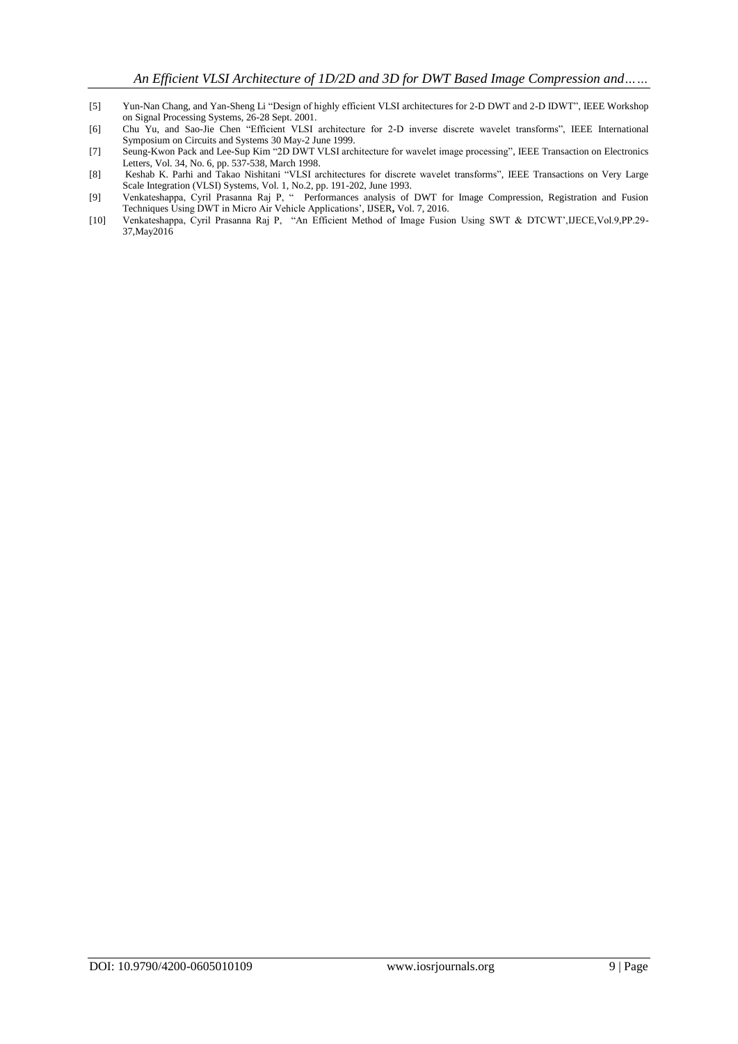[5] Yun-Nan Chang, and Yan-Sheng Li "Design of highly efficient VLSI architectures for 2-D DWT and 2-D IDWT", IEEE Workshop on Signal Processing Systems, 26-28 Sept. 2001.

[6] Chu Yu, and Sao-Jie Chen "Efficient VLSI architecture for 2-D inverse discrete wavelet transforms", IEEE International Symposium on Circuits and Systems 30 May-2 June 1999.

[7] Seung-Kwon Pack and Lee-Sup Kim "2D DWT VLSI architecture for wavelet image processing", IEEE Transaction on Electronics Letters, Vol. 34, No. 6, pp. 537-538, March 1998.

[8] Keshab K. Parhi and Takao Nishitani "VLSI architectures for discrete wavelet transforms", IEEE Transactions on Very Large Scale Integration (VLSI) Systems, Vol. 1, No.2, pp. 191-202, June 1993.

[9] Venkateshappa, Cyril Prasanna Raj P, " Performances analysis of DWT for Image Compression, Registration and Fusion Techniques Using DWT in Micro Air Vehicle Applications', IJSER**,** Vol. 7, 2016.

[10] Venkateshappa, Cyril Prasanna Raj P, "An Efficient Method of Image Fusion Using SWT & DTCWT',IJECE,Vol.9,PP.29-37,May2016